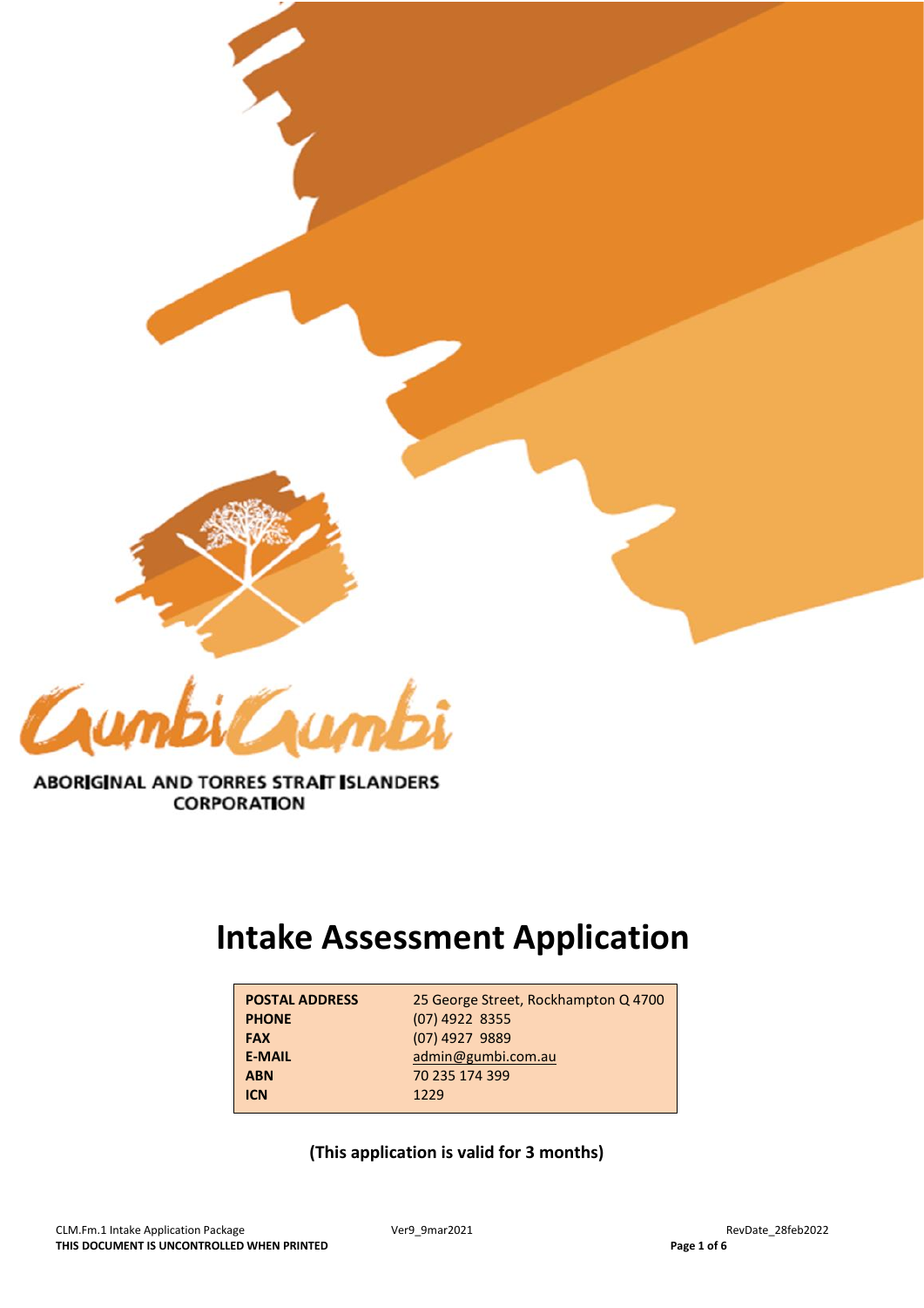GumbiGumbi

ABORIGINAL AND TORRES STRAIT ISLANDERS CORPORATION

# Intake Assessment Application

| | |
|---|---|
| **POSTAL ADDRESS** | 25 George Street, Rockhampton Q 4700 |
| **PHONE** | (07) 4922 8355 |
| **FAX** | (07) 4927 9889 |
| **E-MAIL** | admin@gumbi.com.au |
| **ABN** | 70 235 174 399 |
| **ICN** | 1229 |

**(This application is valid for 3 months)**

CLM.Fm.1 Intake Application Package Ver9_9mar2021 RevDate_28feb2022

**THIS DOCUMENT IS UNCONTROLLED WHEN PRINTED**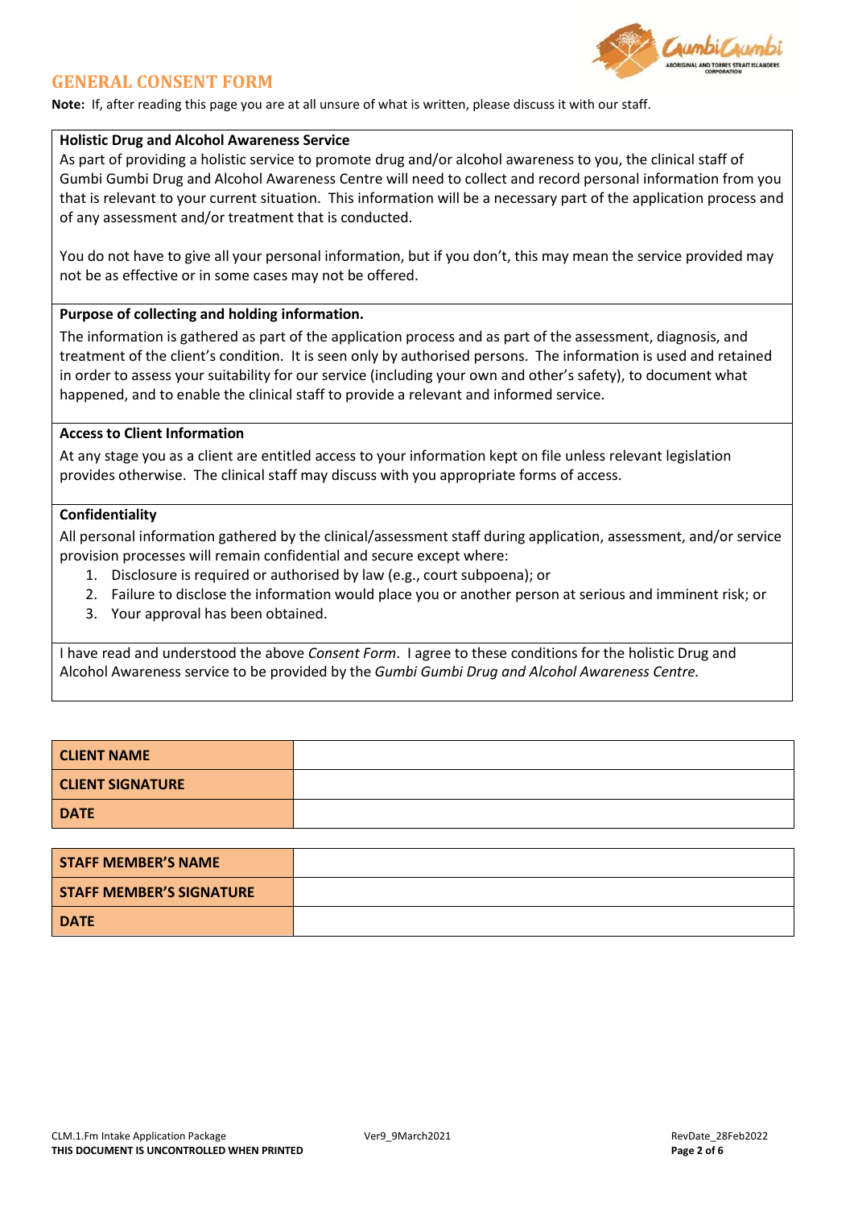# GENERAL CONSENT FORM

**Note:** If, after reading this page you are at all unsure of what is written, please discuss it with our staff.

**Holistic Drug and Alcohol Awareness Service**

As part of providing a holistic service to promote drug and/or alcohol awareness to you, the clinical staff of Gumbi Gumbi Drug and Alcohol Awareness Centre will need to collect and record personal information from you that is relevant to your current situation. This information will be a necessary part of the application process and of any assessment and/or treatment that is conducted.

You do not have to give all your personal information, but if you don't, this may mean the service provided may not be as effective or in some cases may not be offered.

**Purpose of collecting and holding information.**

The information is gathered as part of the application process and as part of the assessment, diagnosis, and treatment of the client's condition. It is seen only by authorised persons. The information is used and retained in order to assess your suitability for our service (including your own and other's safety), to document what happened, and to enable the clinical staff to provide a relevant and informed service.

**Access to Client Information**

At any stage you as a client are entitled access to your information kept on file unless relevant legislation provides otherwise. The clinical staff may discuss with you appropriate forms of access.

**Confidentiality**

All personal information gathered by the clinical/assessment staff during application, assessment, and/or service provision processes will remain confidential and secure except where:

1. Disclosure is required or authorised by law (e.g., court subpoena); or
2. Failure to disclose the information would place you or another person at serious and imminent risk; or
3. Your approval has been obtained.

I have read and understood the above *Consent Form*. I agree to these conditions for the holistic Drug and Alcohol Awareness service to be provided by the *Gumbi Gumbi Drug and Alcohol Awareness Centre.*

| | |
|---|---|
| **CLIENT NAME** | |
| **CLIENT SIGNATURE** | |
| **DATE** | |

| | |
|---|---|
| **STAFF MEMBER'S NAME** | |
| **STAFF MEMBER'S SIGNATURE** | |
| **DATE** | |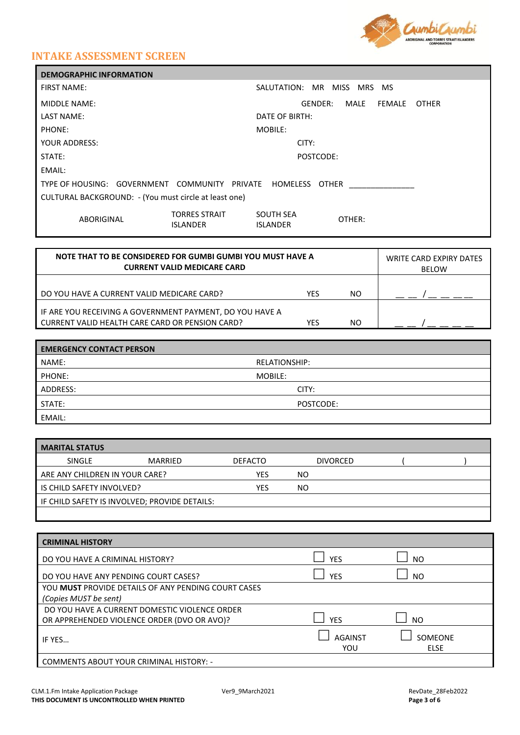# INTAKE ASSESSMENT SCREEN

| DEMOGRAPHIC INFORMATION | | | |
|---|---|---|---|
| FIRST NAME: | | SALUTATION: MR MISS MRS MS | |
| MIDDLE NAME: | | GENDER: MALE FEMALE OTHER | |
| LAST NAME: | | DATE OF BIRTH: | |
| PHONE: | | MOBILE: | |
| YOUR ADDRESS: | | CITY: | |
| STATE: | | POSTCODE: | |
| EMAIL: | | | |
| TYPE OF HOUSING: GOVERNMENT COMMUNITY PRIVATE HOMELESS OTHER ______________ | | | |
| CULTURAL BACKGROUND: - (You must circle at least one) | | | |
| ABORIGINAL | TORRES STRAIT ISLANDER | SOUTH SEA ISLANDER | OTHER: |

| NOTE THAT TO BE CONSIDERED FOR GUMBI GUMBI YOU MUST HAVE A CURRENT VALID MEDICARE CARD | | | WRITE CARD EXPIRY DATES BELOW |
|---|---|---|---|
| DO YOU HAVE A CURRENT VALID MEDICARE CARD? | YES | NO | __ __ / __ __ __ __ |
| IF ARE YOU RECEIVING A GOVERNMENT PAYMENT, DO YOU HAVE A CURRENT VALID HEALTH CARE CARD OR PENSION CARD? | YES | NO | __ __ / __ __ __ __ |

| EMERGENCY CONTACT PERSON | |
|---|---|
| NAME: | RELATIONSHIP: |
| PHONE: | MOBILE: |
| ADDRESS: | CITY: |
| STATE: | POSTCODE: |
| EMAIL: | |

| MARITAL STATUS | | | | |
|---|---|---|---|---|
| SINGLE | MARRIED | DEFACTO | DIVORCED | (            ) |
| ARE ANY CHILDREN IN YOUR CARE? | | YES | NO | |
| IS CHILD SAFETY INVOLVED? | | YES | NO | |
| IF CHILD SAFETY IS INVOLVED; PROVIDE DETAILS: | | | | |
| | | | | |

| CRIMINAL HISTORY | | |
|---|---|---|
| DO YOU HAVE A CRIMINAL HISTORY? | ☐ YES | ☐ NO |
| DO YOU HAVE ANY PENDING COURT CASES? | ☐ YES | ☐ NO |
| YOU **MUST** PROVIDE DETAILS OF ANY PENDING COURT CASES *(Copies MUST be sent)* | | |
| DO YOU HAVE A CURRENT DOMESTIC VIOLENCE ORDER OR APPREHENDED VIOLENCE ORDER (DVO OR AVO)? | ☐ YES | ☐ NO |
| IF YES… | ☐ AGAINST YOU | ☐ SOMEONE ELSE |
| COMMENTS ABOUT YOUR CRIMINAL HISTORY: - | | |

CLM.1.Fm Intake Application Package
**THIS DOCUMENT IS UNCONTROLLED WHEN PRINTED**
Ver9_9March2021
RevDate_28Feb2022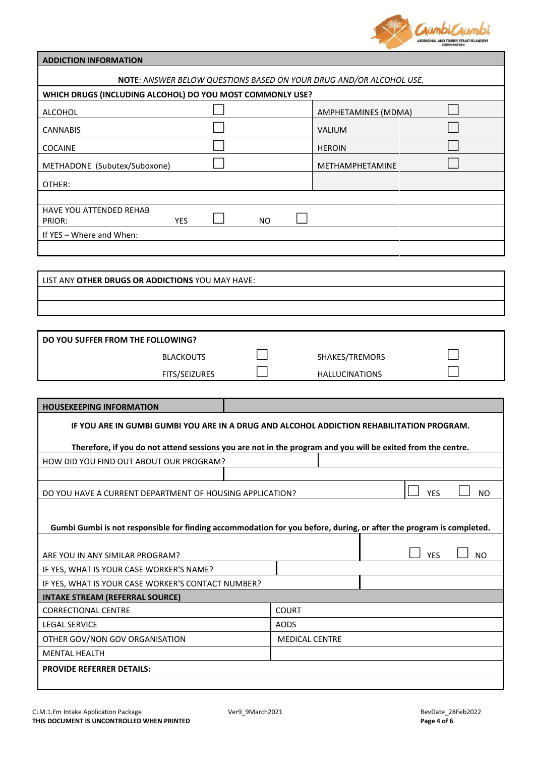| ADDICTION INFORMATION | | | |
|---|---|---|---|
| **NOTE**: *ANSWER BELOW QUESTIONS BASED ON YOUR DRUG AND/OR ALCOHOL USE.* | | | |
| **WHICH DRUGS (INCLUDING ALCOHOL) DO YOU MOST COMMONLY USE?** | | | |
| ALCOHOL | ☐ | AMPHETAMINES (MDMA) | ☐ |
| CANNABIS | ☐ | VALIUM | ☐ |
| COCAINE | ☐ | HEROIN | ☐ |
| METHADONE (Subutex/Suboxone) | ☐ | METHAMPHETAMINE | ☐ |
| OTHER: | | | |
| | | | |
| HAVE YOU ATTENDED REHAB PRIOR: | YES ☐ | NO ☐ | |
| If YES – Where and When: | | | |
| | | | |

| LIST ANY **OTHER DRUGS OR ADDICTIONS** YOU MAY HAVE: |
|---|
| |
| |

| DO YOU SUFFER FROM THE FOLLOWING? | | | |
|---|---|---|---|
| BLACKOUTS | ☐ | SHAKES/TREMORS | ☐ |
| FITS/SEIZURES | ☐ | HALLUCINATIONS | ☐ |

| HOUSEKEEPING INFORMATION | |
|---|---|
| **IF YOU ARE IN GUMBI GUMBI YOU ARE IN A DRUG AND ALCOHOL ADDICTION REHABILITATION PROGRAM.** **Therefore, if you do not attend sessions you are not in the program and you will be exited from the centre.** | |
| HOW DID YOU FIND OUT ABOUT OUR PROGRAM? | |
| | |
| DO YOU HAVE A CURRENT DEPARTMENT OF HOUSING APPLICATION? | ☐ YES ☐ NO |
| **Gumbi Gumbi is not responsible for finding accommodation for you before, during, or after the program is completed.** | |
| ARE YOU IN ANY SIMILAR PROGRAM? | ☐ YES ☐ NO |
| IF YES, WHAT IS YOUR CASE WORKER'S NAME? | |
| IF YES, WHAT IS YOUR CASE WORKER'S CONTACT NUMBER? | |

| INTAKE STREAM (REFERRAL SOURCE) | |
|---|---|
| CORRECTIONAL CENTRE | COURT |
| LEGAL SERVICE | AODS |
| OTHER GOV/NON GOV ORGANISATION | MEDICAL CENTRE |
| MENTAL HEALTH | |
| **PROVIDE REFERRER DETAILS:** | |
| | |

CLM.1.Fm Intake Application Package | Ver9_9March2021 | RevDate_28Feb2022

**THIS DOCUMENT IS UNCONTROLLED WHEN PRINTED**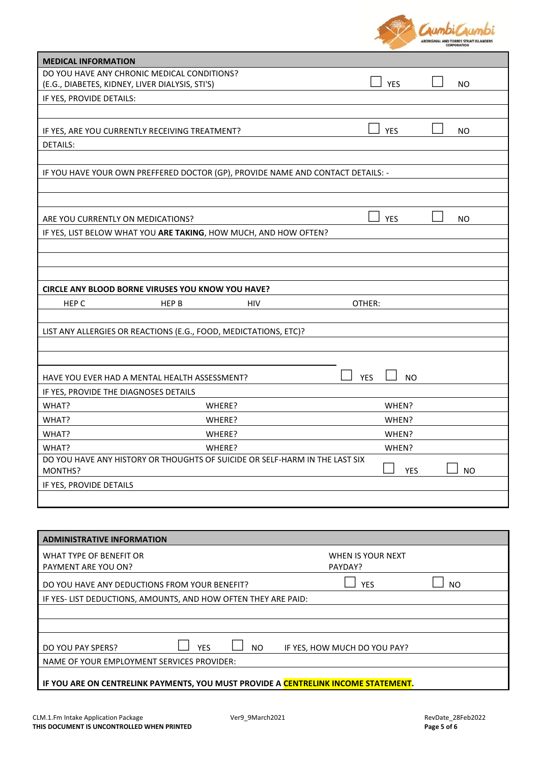| MEDICAL INFORMATION | | |
|---|---|---|
| DO YOU HAVE ANY CHRONIC MEDICAL CONDITIONS? (E.G., DIABETES, KIDNEY, LIVER DIALYSIS, STI'S) | ☐ YES | ☐ NO |
| IF YES, PROVIDE DETAILS: | | |
| | | |
| IF YES, ARE YOU CURRENTLY RECEIVING TREATMENT? | ☐ YES | ☐ NO |
| DETAILS: | | |
| | | |
| IF YOU HAVE YOUR OWN PREFFERED DOCTOR (GP), PROVIDE NAME AND CONTACT DETAILS: - | | |
| | | |
| | | |
| ARE YOU CURRENTLY ON MEDICATIONS? | ☐ YES | ☐ NO |
| IF YES, LIST BELOW WHAT YOU **ARE TAKING**, HOW MUCH, AND HOW OFTEN? | | |
| | | |
| | | |
| | | |

| **CIRCLE ANY BLOOD BORNE VIRUSES YOU KNOW YOU HAVE?** | | | |
|---|---|---|---|
| HEP C | HEP B | HIV | OTHER: |
| | | | |

| LIST ANY ALLERGIES OR REACTIONS (E.G., FOOD, MEDICTATIONS, ETC)? | | |
|---|---|---|
| | | |
| | | |
| HAVE YOU EVER HAD A MENTAL HEALTH ASSESSMENT? | ☐ YES | ☐ NO |
| IF YES, PROVIDE THE DIAGNOSES DETAILS | | |
| WHAT? | WHERE? | WHEN? |
| WHAT? | WHERE? | WHEN? |
| WHAT? | WHERE? | WHEN? |
| WHAT? | WHERE? | WHEN? |
| DO YOU HAVE ANY HISTORY OR THOUGHTS OF SUICIDE OR SELF-HARM IN THE LAST SIX MONTHS? | ☐ YES | ☐ NO |
| IF YES, PROVIDE DETAILS | | |
| | | |

| ADMINISTRATIVE INFORMATION | | |
|---|---|---|
| WHAT TYPE OF BENEFIT OR PAYMENT ARE YOU ON? | WHEN IS YOUR NEXT PAYDAY? | |
| DO YOU HAVE ANY DEDUCTIONS FROM YOUR BENEFIT? | ☐ YES | ☐ NO |
| IF YES- LIST DEDUCTIONS, AMOUNTS, AND HOW OFTEN THEY ARE PAID: | | |
| | | |
| | | |
| DO YOU PAY SPERS? ☐ YES ☐ NO | IF YES, HOW MUCH DO YOU PAY? | |
| NAME OF YOUR EMPLOYMENT SERVICES PROVIDER: | | |
| **IF YOU ARE ON CENTRELINK PAYMENTS, YOU MUST PROVIDE A CENTRELINK INCOME STATEMENT.** | | |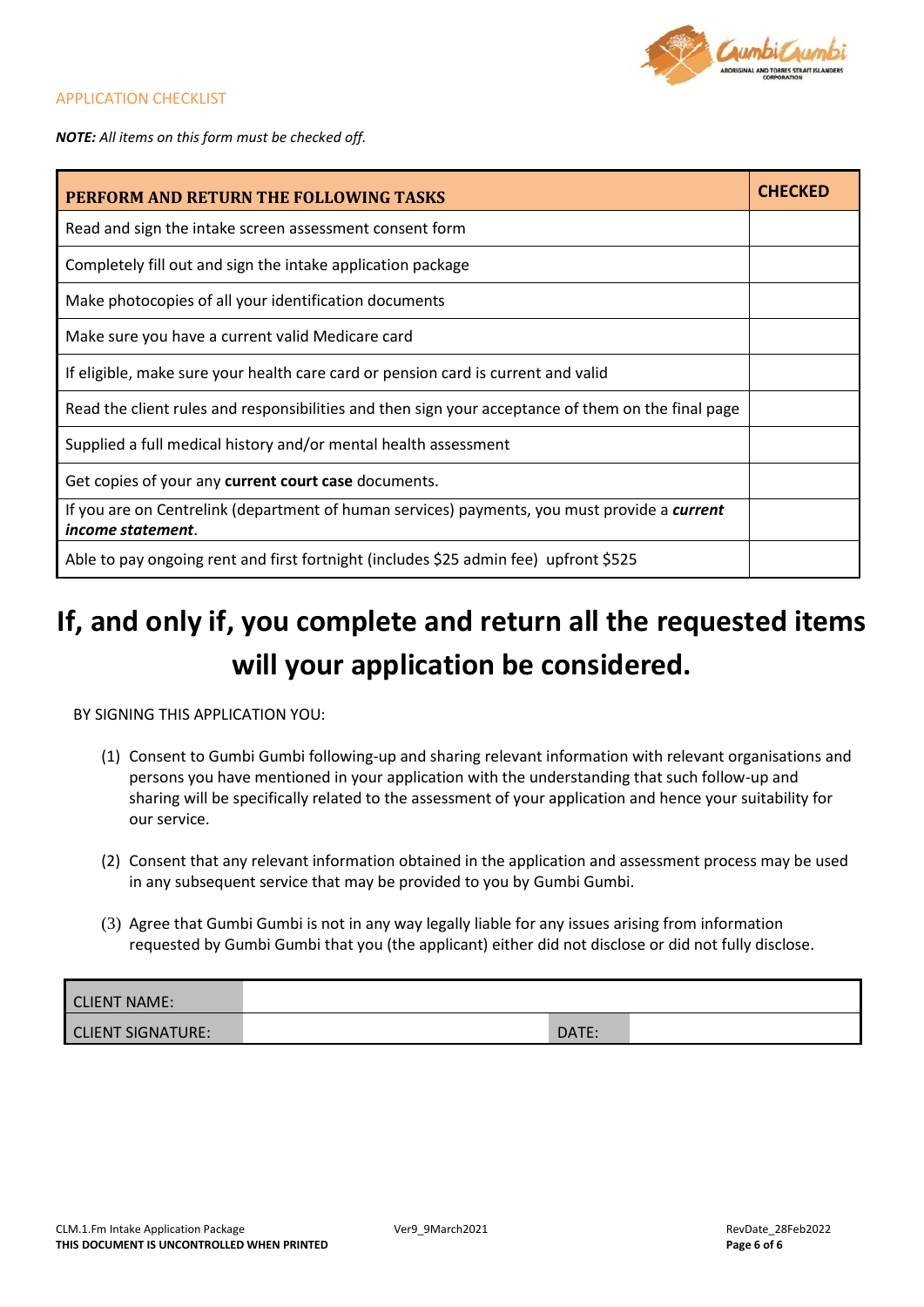APPLICATION CHECKLIST

***NOTE:*** *All items on this form must be checked off.*

| PERFORM AND RETURN THE FOLLOWING TASKS | CHECKED |
|---|---|
| Read and sign the intake screen assessment consent form | |
| Completely fill out and sign the intake application package | |
| Make photocopies of all your identification documents | |
| Make sure you have a current valid Medicare card | |
| If eligible, make sure your health care card or pension card is current and valid | |
| Read the client rules and responsibilities and then sign your acceptance of them on the final page | |
| Supplied a full medical history and/or mental health assessment | |
| Get copies of your any **current court case** documents. | |
| If you are on Centrelink (department of human services) payments, you must provide a ***current income statement***. | |
| Able to pay ongoing rent and first fortnight (includes $25 admin fee) upfront $525 | |

# If, and only if, you complete and return all the requested items will your application be considered.

BY SIGNING THIS APPLICATION YOU:

(1) Consent to Gumbi Gumbi following-up and sharing relevant information with relevant organisations and persons you have mentioned in your application with the understanding that such follow-up and sharing will be specifically related to the assessment of your application and hence your suitability for our service.

(2) Consent that any relevant information obtained in the application and assessment process may be used in any subsequent service that may be provided to you by Gumbi Gumbi.

(3) Agree that Gumbi Gumbi is not in any way legally liable for any issues arising from information requested by Gumbi Gumbi that you (the applicant) either did not disclose or did not fully disclose.

| | | | |
|---|---|---|---|
| CLIENT NAME: | | | |
| CLIENT SIGNATURE: | | DATE: | |

CLM.1.Fm Intake Application Package Ver9_9March2021 RevDate_28Feb2022

**THIS DOCUMENT IS UNCONTROLLED WHEN PRINTED**